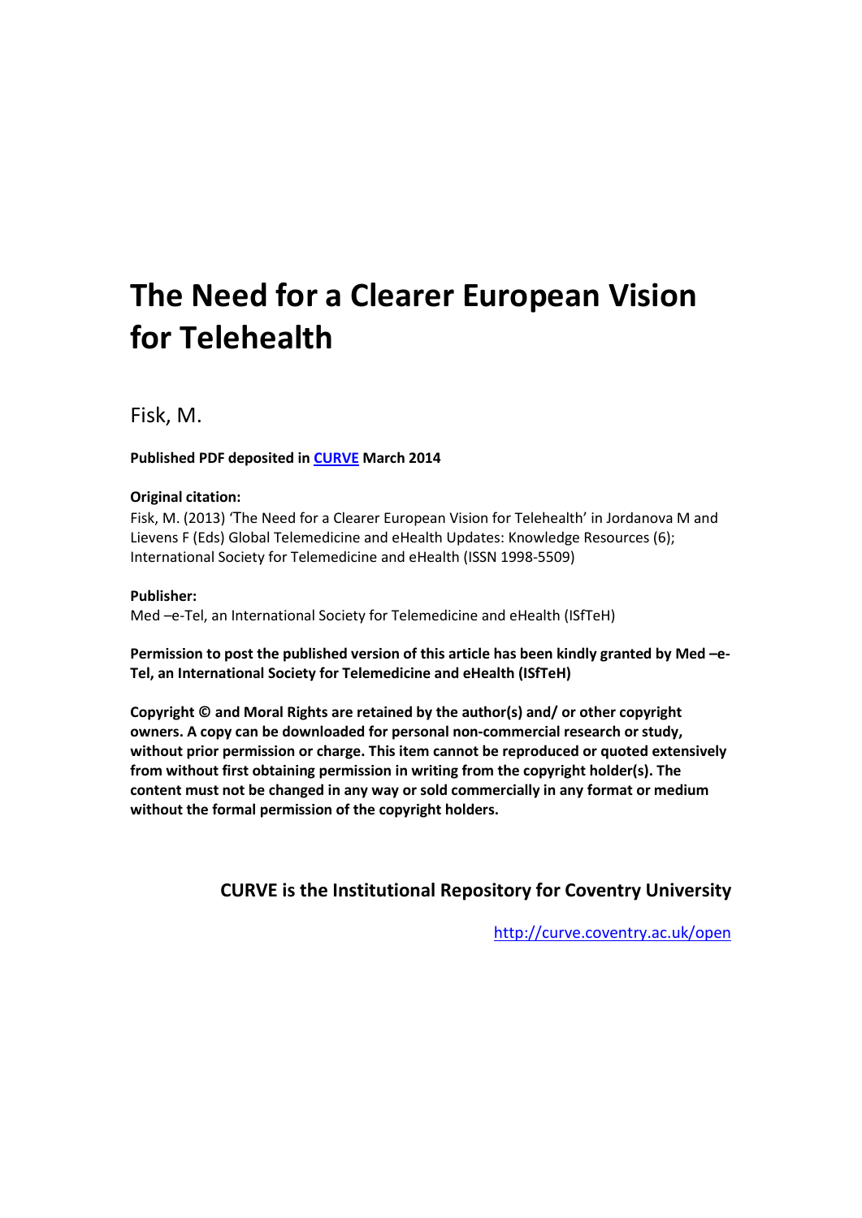# The Need for a Clearer European Vision for Telehealth

Fisk, M.

**Published PDF deposited in [CURVE](http://curve.coventry.ac.uk/open) March 2014**

**Original citation:**

Fisk, M. (2013) 'The Need for a Clearer European Vision for Telehealth' in Jordanova M and Lievens F (Eds) Global Telemedicine and eHealth Updates: Knowledge Resources (6); International Society for Telemedicine and eHealth (ISSN 1998-5509)

**Publisher:**

Med –e-Tel, an International Society for Telemedicine and eHealth (ISfTeH)

**Permission to post the published version of this article has been kindly granted by Med –e-Tel, an International Society for Telemedicine and eHealth (ISfTeH)**

**Copyright © and Moral Rights are retained by the author(s) and/ or other copyright owners. A copy can be downloaded for personal non-commercial research or study, without prior permission or charge. This item cannot be reproduced or quoted extensively from without first obtaining permission in writing from the copyright holder(s). The content must not be changed in any way or sold commercially in any format or medium without the formal permission of the copyright holders.**

**CURVE is the Institutional Repository for Coventry University**

http://curve.coventry.ac.uk/open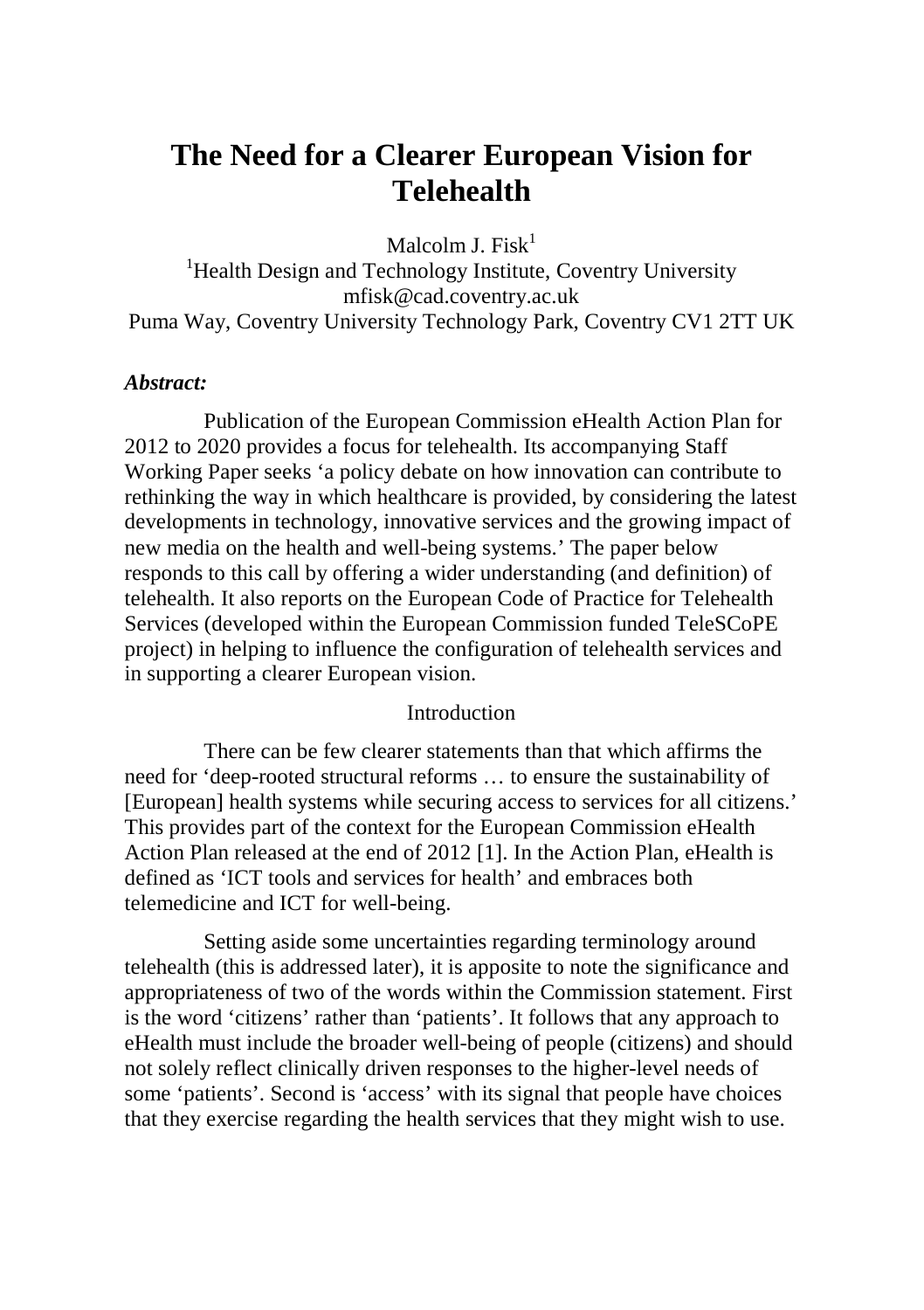# The Need for a Clearer European Vision for Telehealth

Malcolm J. Fisk[1]

[1]Health Design and Technology Institute, Coventry University
mfisk@cad.coventry.ac.uk
Puma Way, Coventry University Technology Park, Coventry CV1 2TT UK

***Abstract:***

Publication of the European Commission eHealth Action Plan for 2012 to 2020 provides a focus for telehealth. Its accompanying Staff Working Paper seeks 'a policy debate on how innovation can contribute to rethinking the way in which healthcare is provided, by considering the latest developments in technology, innovative services and the growing impact of new media on the health and well-being systems.' The paper below responds to this call by offering a wider understanding (and definition) of telehealth. It also reports on the European Code of Practice for Telehealth Services (developed within the European Commission funded TeleSCoPE project) in helping to influence the configuration of telehealth services and in supporting a clearer European vision.

## Introduction

There can be few clearer statements than that which affirms the need for 'deep-rooted structural reforms … to ensure the sustainability of [European] health systems while securing access to services for all citizens.' This provides part of the context for the European Commission eHealth Action Plan released at the end of 2012 [1]. In the Action Plan, eHealth is defined as 'ICT tools and services for health' and embraces both telemedicine and ICT for well-being.

Setting aside some uncertainties regarding terminology around telehealth (this is addressed later), it is apposite to note the significance and appropriateness of two of the words within the Commission statement. First is the word 'citizens' rather than 'patients'. It follows that any approach to eHealth must include the broader well-being of people (citizens) and should not solely reflect clinically driven responses to the higher-level needs of some 'patients'. Second is 'access' with its signal that people have choices that they exercise regarding the health services that they might wish to use.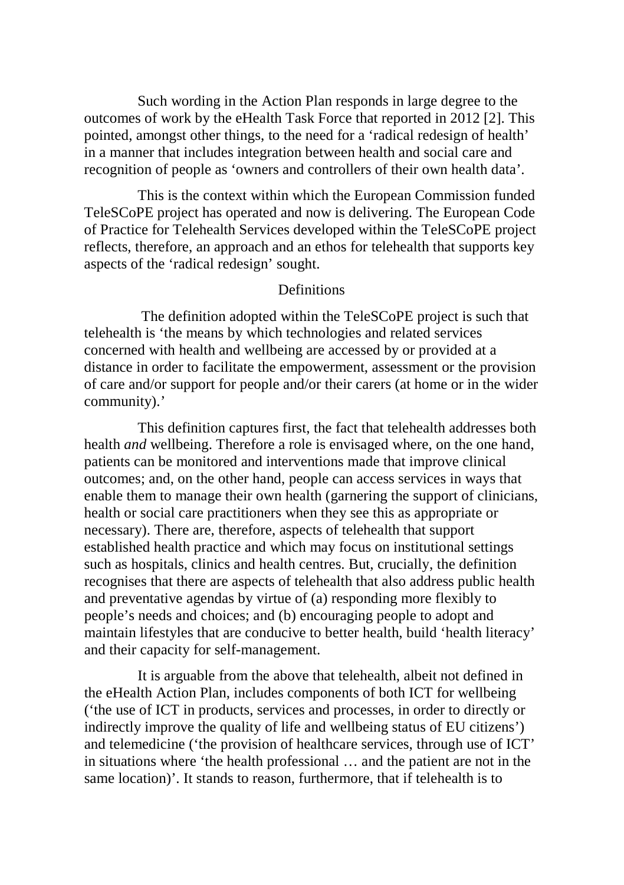Such wording in the Action Plan responds in large degree to the outcomes of work by the eHealth Task Force that reported in 2012 [2]. This pointed, amongst other things, to the need for a 'radical redesign of health' in a manner that includes integration between health and social care and recognition of people as 'owners and controllers of their own health data'.

This is the context within which the European Commission funded TeleSCoPE project has operated and now is delivering. The European Code of Practice for Telehealth Services developed within the TeleSCoPE project reflects, therefore, an approach and an ethos for telehealth that supports key aspects of the 'radical redesign' sought.

## Definitions

The definition adopted within the TeleSCoPE project is such that telehealth is 'the means by which technologies and related services concerned with health and wellbeing are accessed by or provided at a distance in order to facilitate the empowerment, assessment or the provision of care and/or support for people and/or their carers (at home or in the wider community).'

This definition captures first, the fact that telehealth addresses both health *and* wellbeing. Therefore a role is envisaged where, on the one hand, patients can be monitored and interventions made that improve clinical outcomes; and, on the other hand, people can access services in ways that enable them to manage their own health (garnering the support of clinicians, health or social care practitioners when they see this as appropriate or necessary). There are, therefore, aspects of telehealth that support established health practice and which may focus on institutional settings such as hospitals, clinics and health centres. But, crucially, the definition recognises that there are aspects of telehealth that also address public health and preventative agendas by virtue of (a) responding more flexibly to people's needs and choices; and (b) encouraging people to adopt and maintain lifestyles that are conducive to better health, build 'health literacy' and their capacity for self-management.

It is arguable from the above that telehealth, albeit not defined in the eHealth Action Plan, includes components of both ICT for wellbeing ('the use of ICT in products, services and processes, in order to directly or indirectly improve the quality of life and wellbeing status of EU citizens') and telemedicine ('the provision of healthcare services, through use of ICT' in situations where 'the health professional … and the patient are not in the same location)'. It stands to reason, furthermore, that if telehealth is to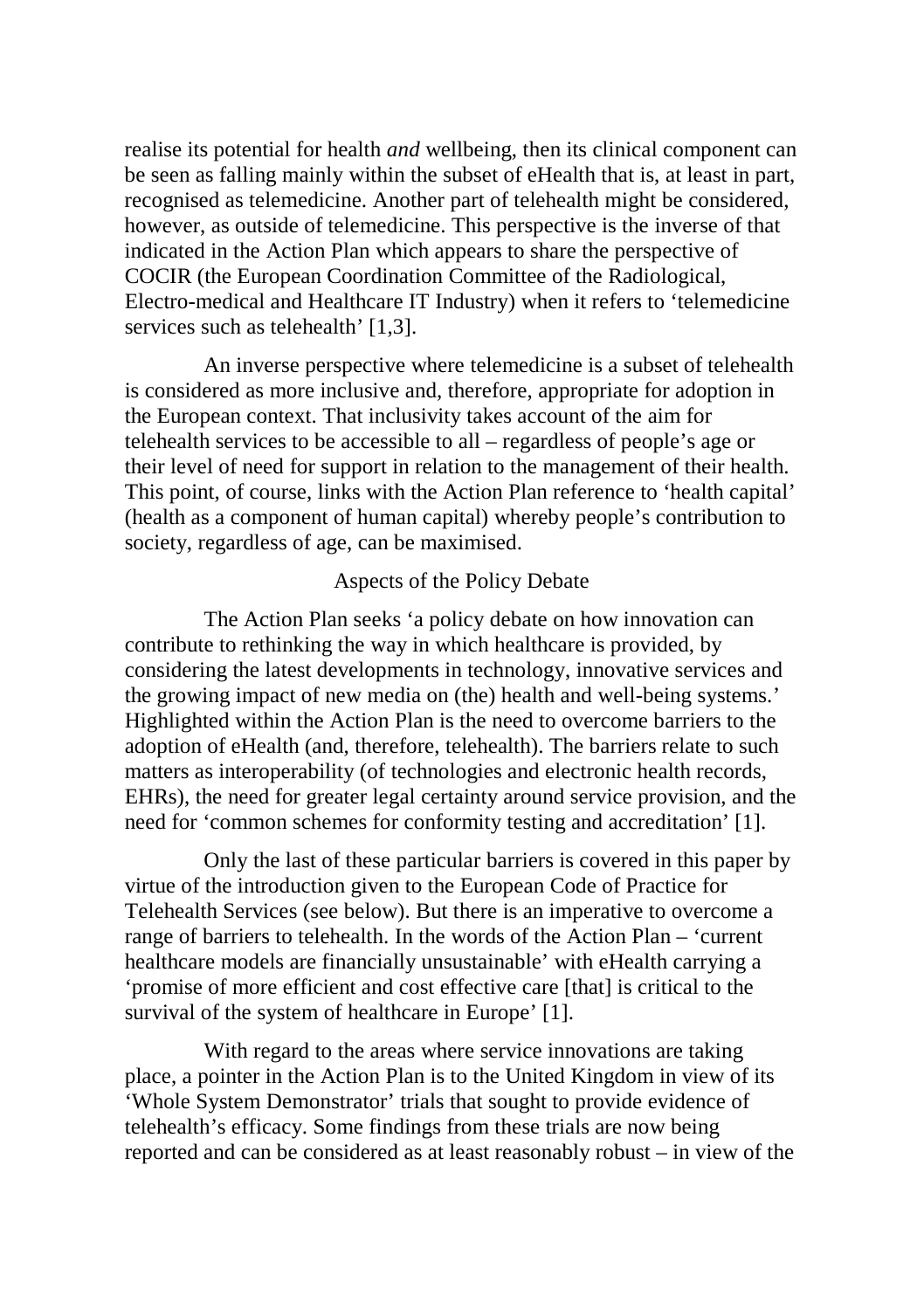realise its potential for health *and* wellbeing, then its clinical component can be seen as falling mainly within the subset of eHealth that is, at least in part, recognised as telemedicine. Another part of telehealth might be considered, however, as outside of telemedicine. This perspective is the inverse of that indicated in the Action Plan which appears to share the perspective of COCIR (the European Coordination Committee of the Radiological, Electro-medical and Healthcare IT Industry) when it refers to 'telemedicine services such as telehealth' [1,3].

An inverse perspective where telemedicine is a subset of telehealth is considered as more inclusive and, therefore, appropriate for adoption in the European context. That inclusivity takes account of the aim for telehealth services to be accessible to all – regardless of people's age or their level of need for support in relation to the management of their health. This point, of course, links with the Action Plan reference to 'health capital' (health as a component of human capital) whereby people's contribution to society, regardless of age, can be maximised.

## Aspects of the Policy Debate

The Action Plan seeks 'a policy debate on how innovation can contribute to rethinking the way in which healthcare is provided, by considering the latest developments in technology, innovative services and the growing impact of new media on (the) health and well-being systems.' Highlighted within the Action Plan is the need to overcome barriers to the adoption of eHealth (and, therefore, telehealth). The barriers relate to such matters as interoperability (of technologies and electronic health records, EHRs), the need for greater legal certainty around service provision, and the need for 'common schemes for conformity testing and accreditation' [1].

Only the last of these particular barriers is covered in this paper by virtue of the introduction given to the European Code of Practice for Telehealth Services (see below). But there is an imperative to overcome a range of barriers to telehealth. In the words of the Action Plan – 'current healthcare models are financially unsustainable' with eHealth carrying a 'promise of more efficient and cost effective care [that] is critical to the survival of the system of healthcare in Europe' [1].

With regard to the areas where service innovations are taking place, a pointer in the Action Plan is to the United Kingdom in view of its 'Whole System Demonstrator' trials that sought to provide evidence of telehealth's efficacy. Some findings from these trials are now being reported and can be considered as at least reasonably robust – in view of the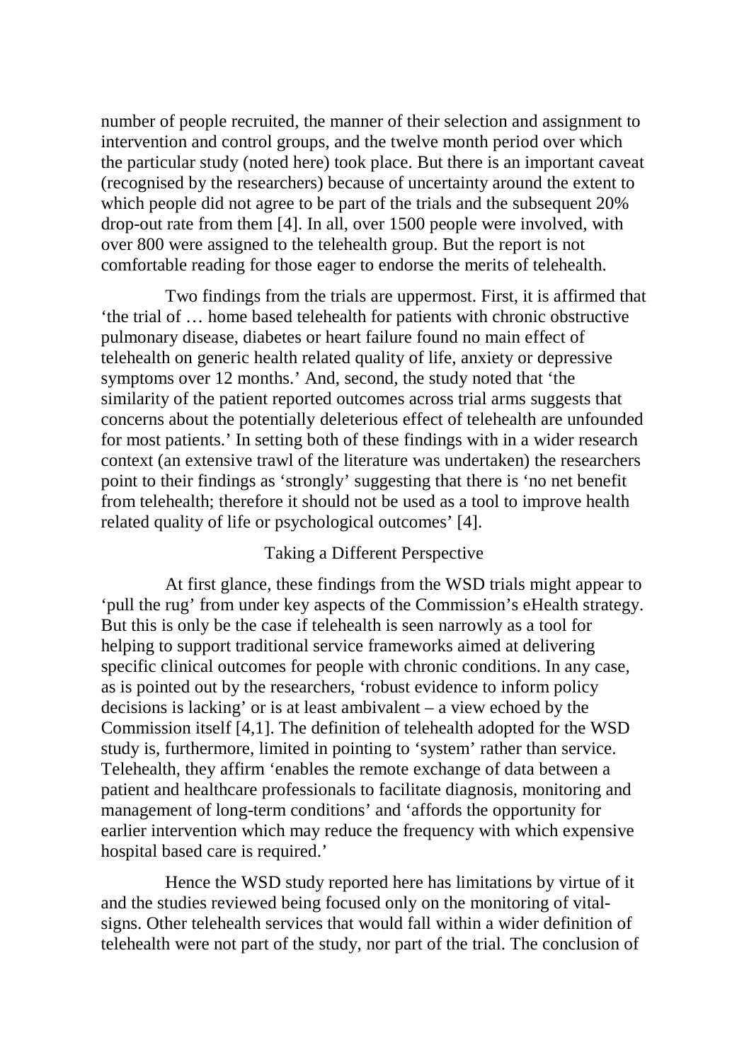number of people recruited, the manner of their selection and assignment to intervention and control groups, and the twelve month period over which the particular study (noted here) took place. But there is an important caveat (recognised by the researchers) because of uncertainty around the extent to which people did not agree to be part of the trials and the subsequent 20% drop-out rate from them [4]. In all, over 1500 people were involved, with over 800 were assigned to the telehealth group. But the report is not comfortable reading for those eager to endorse the merits of telehealth.

Two findings from the trials are uppermost. First, it is affirmed that 'the trial of … home based telehealth for patients with chronic obstructive pulmonary disease, diabetes or heart failure found no main effect of telehealth on generic health related quality of life, anxiety or depressive symptoms over 12 months.' And, second, the study noted that 'the similarity of the patient reported outcomes across trial arms suggests that concerns about the potentially deleterious effect of telehealth are unfounded for most patients.' In setting both of these findings with in a wider research context (an extensive trawl of the literature was undertaken) the researchers point to their findings as 'strongly' suggesting that there is 'no net benefit from telehealth; therefore it should not be used as a tool to improve health related quality of life or psychological outcomes' [4].

## Taking a Different Perspective

At first glance, these findings from the WSD trials might appear to 'pull the rug' from under key aspects of the Commission's eHealth strategy. But this is only be the case if telehealth is seen narrowly as a tool for helping to support traditional service frameworks aimed at delivering specific clinical outcomes for people with chronic conditions. In any case, as is pointed out by the researchers, 'robust evidence to inform policy decisions is lacking' or is at least ambivalent – a view echoed by the Commission itself [4,1]. The definition of telehealth adopted for the WSD study is, furthermore, limited in pointing to 'system' rather than service. Telehealth, they affirm 'enables the remote exchange of data between a patient and healthcare professionals to facilitate diagnosis, monitoring and management of long-term conditions' and 'affords the opportunity for earlier intervention which may reduce the frequency with which expensive hospital based care is required.'

Hence the WSD study reported here has limitations by virtue of it and the studies reviewed being focused only on the monitoring of vital-signs. Other telehealth services that would fall within a wider definition of telehealth were not part of the study, nor part of the trial. The conclusion of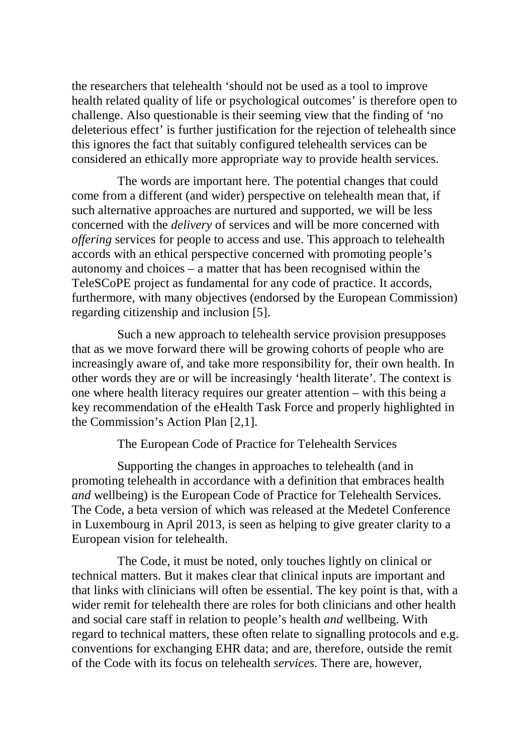the researchers that telehealth 'should not be used as a tool to improve health related quality of life or psychological outcomes' is therefore open to challenge. Also questionable is their seeming view that the finding of 'no deleterious effect' is further justification for the rejection of telehealth since this ignores the fact that suitably configured telehealth services can be considered an ethically more appropriate way to provide health services.

The words are important here. The potential changes that could come from a different (and wider) perspective on telehealth mean that, if such alternative approaches are nurtured and supported, we will be less concerned with the *delivery* of services and will be more concerned with *offering* services for people to access and use. This approach to telehealth accords with an ethical perspective concerned with promoting people's autonomy and choices – a matter that has been recognised within the TeleSCoPE project as fundamental for any code of practice. It accords, furthermore, with many objectives (endorsed by the European Commission) regarding citizenship and inclusion [5].

Such a new approach to telehealth service provision presupposes that as we move forward there will be growing cohorts of people who are increasingly aware of, and take more responsibility for, their own health. In other words they are or will be increasingly 'health literate'. The context is one where health literacy requires our greater attention – with this being a key recommendation of the eHealth Task Force and properly highlighted in the Commission's Action Plan [2,1].

## The European Code of Practice for Telehealth Services

Supporting the changes in approaches to telehealth (and in promoting telehealth in accordance with a definition that embraces health *and* wellbeing) is the European Code of Practice for Telehealth Services. The Code, a beta version of which was released at the Medetel Conference in Luxembourg in April 2013, is seen as helping to give greater clarity to a European vision for telehealth.

The Code, it must be noted, only touches lightly on clinical or technical matters. But it makes clear that clinical inputs are important and that links with clinicians will often be essential. The key point is that, with a wider remit for telehealth there are roles for both clinicians and other health and social care staff in relation to people's health *and* wellbeing. With regard to technical matters, these often relate to signalling protocols and e.g. conventions for exchanging EHR data; and are, therefore, outside the remit of the Code with its focus on telehealth *services*. There are, however,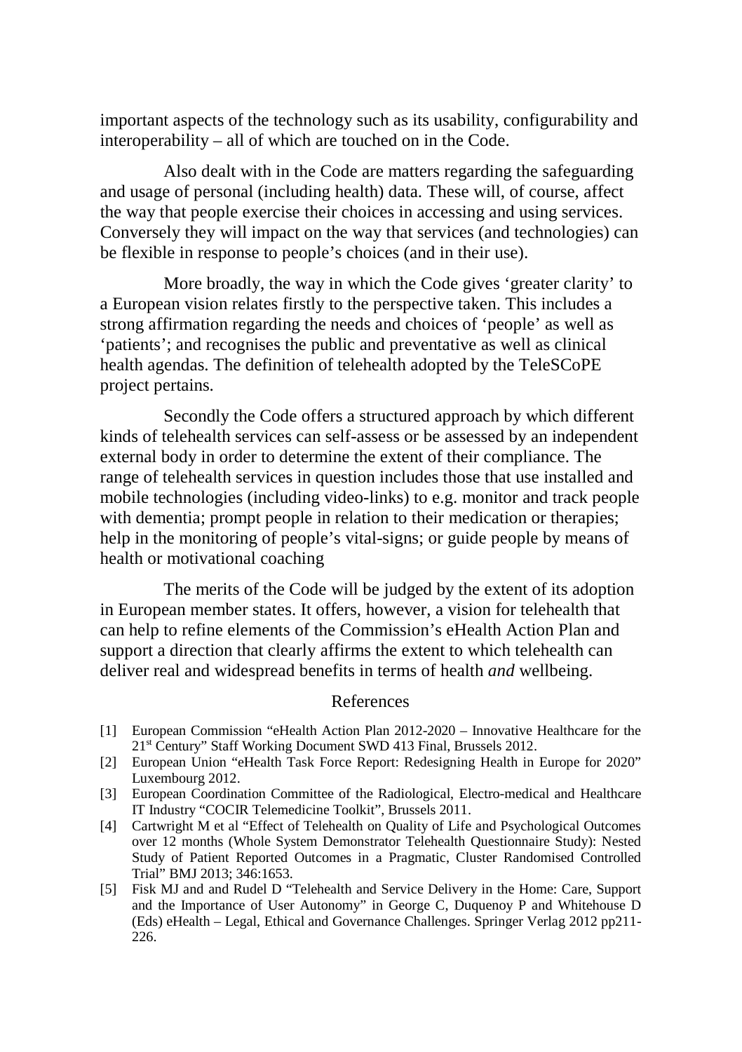important aspects of the technology such as its usability, configurability and interoperability – all of which are touched on in the Code.

Also dealt with in the Code are matters regarding the safeguarding and usage of personal (including health) data. These will, of course, affect the way that people exercise their choices in accessing and using services. Conversely they will impact on the way that services (and technologies) can be flexible in response to people's choices (and in their use).

More broadly, the way in which the Code gives 'greater clarity' to a European vision relates firstly to the perspective taken. This includes a strong affirmation regarding the needs and choices of 'people' as well as 'patients'; and recognises the public and preventative as well as clinical health agendas. The definition of telehealth adopted by the TeleSCoPE project pertains.

Secondly the Code offers a structured approach by which different kinds of telehealth services can self-assess or be assessed by an independent external body in order to determine the extent of their compliance. The range of telehealth services in question includes those that use installed and mobile technologies (including video-links) to e.g. monitor and track people with dementia; prompt people in relation to their medication or therapies; help in the monitoring of people's vital-signs; or guide people by means of health or motivational coaching

The merits of the Code will be judged by the extent of its adoption in European member states. It offers, however, a vision for telehealth that can help to refine elements of the Commission's eHealth Action Plan and support a direction that clearly affirms the extent to which telehealth can deliver real and widespread benefits in terms of health *and* wellbeing.

## References

[1] European Commission "eHealth Action Plan 2012-2020 – Innovative Healthcare for the 21st Century" Staff Working Document SWD 413 Final, Brussels 2012.

[2] European Union "eHealth Task Force Report: Redesigning Health in Europe for 2020" Luxembourg 2012.

[3] European Coordination Committee of the Radiological, Electro-medical and Healthcare IT Industry "COCIR Telemedicine Toolkit", Brussels 2011.

[4] Cartwright M et al "Effect of Telehealth on Quality of Life and Psychological Outcomes over 12 months (Whole System Demonstrator Telehealth Questionnaire Study): Nested Study of Patient Reported Outcomes in a Pragmatic, Cluster Randomised Controlled Trial" BMJ 2013; 346:1653.

[5] Fisk MJ and and Rudel D "Telehealth and Service Delivery in the Home: Care, Support and the Importance of User Autonomy" in George C, Duquenoy P and Whitehouse D (Eds) eHealth – Legal, Ethical and Governance Challenges. Springer Verlag 2012 pp211-226.